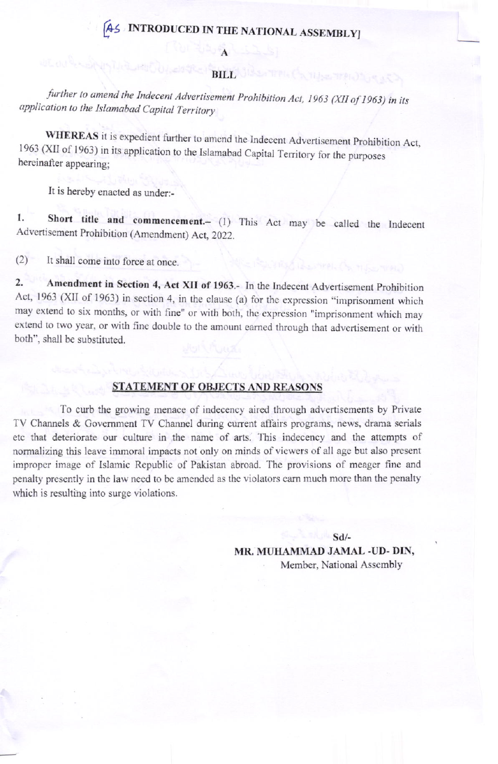[AS INTRODUCED IN THE NATIONAL ASSEMBLY]

# A

# BILL

*further to amend the Indecent Advertisement Prohibition Act, 1963 (XII of 1963) in its application to the Islamabad Capital Territory*

**WHEREAS** it is expedient further to amend the Indecent Advertisement Prohibition Act, 1963 (XII of 1963) in its application to the Islamabad Capital Territory for the purposes hereinafter appearing;

It is hereby enacted as under:-

1. **Short title and commencement.–** (1) This Act may be called the Indecent Advertisement Prohibition (Amendment) Act, 2022.

(2) It shall come into force at once.

2. **Amendment in Section 4, Act XII of 1963.-** In the Indecent Advertisement Prohibition Act, 1963 (XII of 1963) in section 4, in the clause (a) for the expression "imprisonment which may extend to six months, or with fine" or with both, the expression "imprisonment which may extend to two year, or with fine double to the amount earned through that advertisement or with both", shall be substituted.

## STATEMENT OF OBJECTS AND REASONS

To curb the growing menace of indecency aired through advertisements by Private TV Channels & Government TV Channel during current affairs programs, news, drama serials etc that deteriorate our culture in the name of arts. This indecency and the attempts of normalizing this leave immoral impacts not only on minds of viewers of all age but also present improper image of Islamic Republic of Pakistan abroad. The provisions of meager fine and penalty presently in the law need to be amended as the violators earn much more than the penalty which is resulting into surge violations.

Sd/-

**MR. MUHAMMAD JAMAL -UD- DIN,**
Member, National Assembly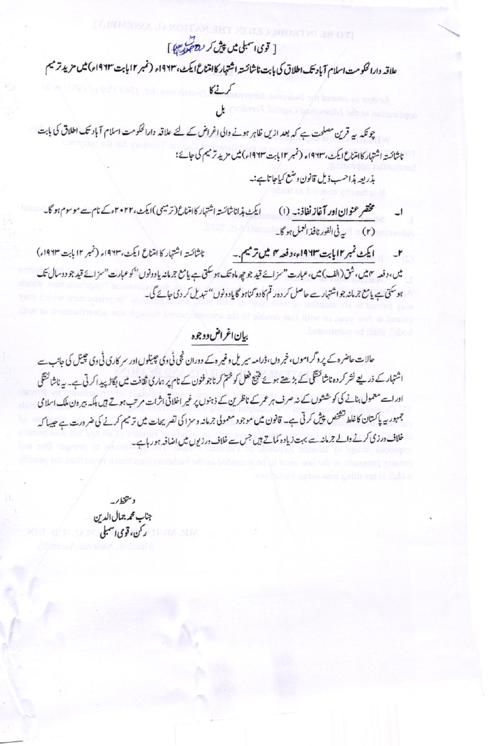[ قومی اسمبلی میں پیش کرنے کے لیے ]

علاقہ دارالحکومت اسلام آباد تک اطلاق کی بابت ناشائستہ اشتہار کا امتناع ایکٹ، ۱۹۶۳ء (نمبر ۱۲ بابت ۱۹۶۳ء) میں مزید ترمیم کرنے کا

بل

چونکہ یہ قرین مصلحت ہے کہ بعد ازیں ظاہر ہونے والی اغراض کے لئے علاقہ دارالحکومت اسلام آباد تک اطلاق کی بابت ناشائستہ اشتہار کا امتناع ایکٹ، ۱۹۶۳ء (نمبر ۱۲ بابت ۱۹۶۳ء) میں مزید ترمیم کی جائے؛

بذریعہ ہذا حسب ذیل قانون وضع کیا جاتا ہے:۔

۱۔ **مختصر عنوان اور آغاز نفاذ:۔** (۱) ایکٹ ہذا ناشائستہ اشتہار کا امتناع (ترمیمی) ایکٹ، ۲۰۲۲ء کے نام سے موسوم ہو گا۔

(۲) یہ فی الفور نافذ العمل ہو گا۔

۲۔ **ایکٹ نمبر ۱۲ بابت ۱۹۶۳ء، دفعہ ۴ میں ترمیم۔** ناشائستہ اشتہار کا امتناع ایکٹ، ۱۹۶۳ء (نمبر ۱۲ بابت ۱۹۶۳ء) میں، دفعہ ۴ میں، شق (الف) میں، عبارت "سزائے قید جو چھ ماہ تک ہو سکتی ہے یا مع جرمانہ یا دونوں" کو عبارت "سزائے قید جو دو سال تک ہو سکتی ہے یا مع جرمانہ جو اشتہار سے حاصل کردہ رقم کا دوگنا ہو گا یا دونوں" تبدیل کر دی جائے گی۔

## بیان اغراض و وجوہ

حالات حاضرہ کے پروگراموں، خبروں، ڈرامہ سیریل وغیرہ کے دوران نجی ٹی وی چینلوں اور سرکاری ٹی وی چینل کی جانب سے اشتہار کے ذریعے نشر کردہ ناشائستگی کے بڑھتے ہوئے قبیح فعل کو ختم کرنا جو فون کے نام پر ہماری ثقافت میں بگاڑ پیدا کرتی ہے۔ یہ ناشائستگی اور اسے معمول بنانے کی کوششوں کے نہ صرف ہر عمر کے ناظرین کے ذہنوں پر غیر اخلاقی اثرات مرتب ہوتے ہیں بلکہ بیرون ملک اسلامی جمہوریہ پاکستان کا غلط تشخص پیش کرتی ہے۔ قانون میں موجود معمولی جرمانہ و سزا کی تصریحات میں ترمیم کرنے کی ضرورت ہے جیسا کہ خلاف ورزی کرنے والے جرمانہ سے بہت زیادہ کماتے ہیں جس سے خلاف ورزیوں میں اضافہ ہو رہا ہے۔

دستخط/-
جناب محمد جمال الدین
رکن، قومی اسمبلی